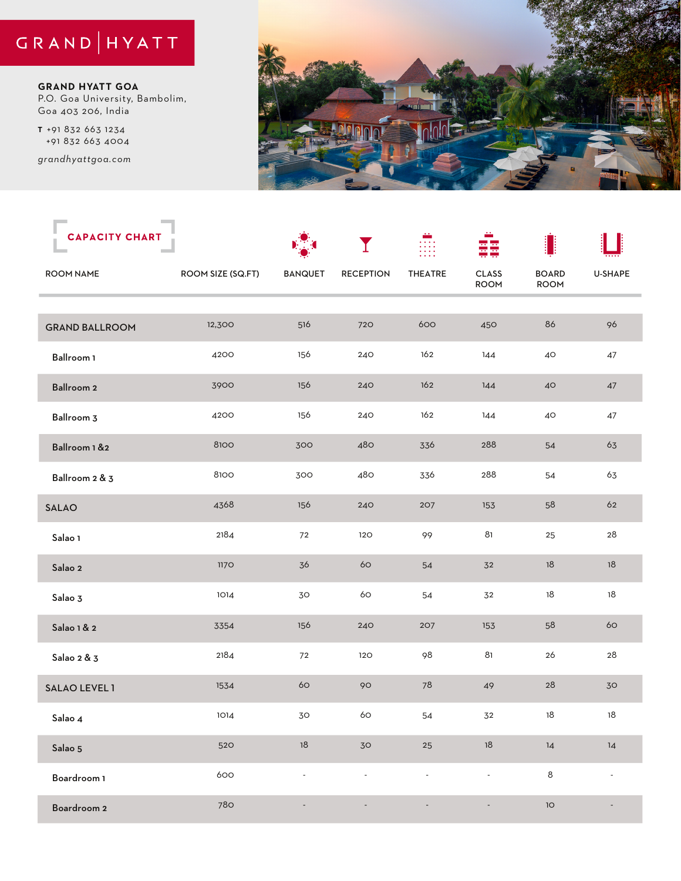GRAND | HYATT

**GRAND HYATT GOA**
P.O. Goa University, Bambolim,
Goa 403 206, India

**T** +91 832 663 1234
+91 832 663 4004

*grandhyattgoa.com*

## CAPACITY CHART

| ROOM NAME | ROOM SIZE (SQ.FT) | BANQUET | RECEPTION | THEATRE | CLASS ROOM | BOARD ROOM | U-SHAPE |
|---|---|---|---|---|---|---|---|
| GRAND BALLROOM | 12,300 | 516 | 720 | 600 | 450 | 86 | 96 |
| Ballroom 1 | 4200 | 156 | 240 | 162 | 144 | 40 | 47 |
| Ballroom 2 | 3900 | 156 | 240 | 162 | 144 | 40 | 47 |
| Ballroom 3 | 4200 | 156 | 240 | 162 | 144 | 40 | 47 |
| Ballroom 1 &2 | 8100 | 300 | 480 | 336 | 288 | 54 | 63 |
| Ballroom 2 & 3 | 8100 | 300 | 480 | 336 | 288 | 54 | 63 |
| SALAO | 4368 | 156 | 240 | 207 | 153 | 58 | 62 |
| Salao 1 | 2184 | 72 | 120 | 99 | 81 | 25 | 28 |
| Salao 2 | 1170 | 36 | 60 | 54 | 32 | 18 | 18 |
| Salao 3 | 1014 | 30 | 60 | 54 | 32 | 18 | 18 |
| Salao 1 & 2 | 3354 | 156 | 240 | 207 | 153 | 58 | 60 |
| Salao 2 & 3 | 2184 | 72 | 120 | 98 | 81 | 26 | 28 |
| SALAO LEVEL 1 | 1534 | 60 | 90 | 78 | 49 | 28 | 30 |
| Salao 4 | 1014 | 30 | 60 | 54 | 32 | 18 | 18 |
| Salao 5 | 520 | 18 | 30 | 25 | 18 | 14 | 14 |
| Boardroom 1 | 600 | - | - | - | - | 8 | - |
| Boardroom 2 | 780 | - | - | - | - | 10 | - |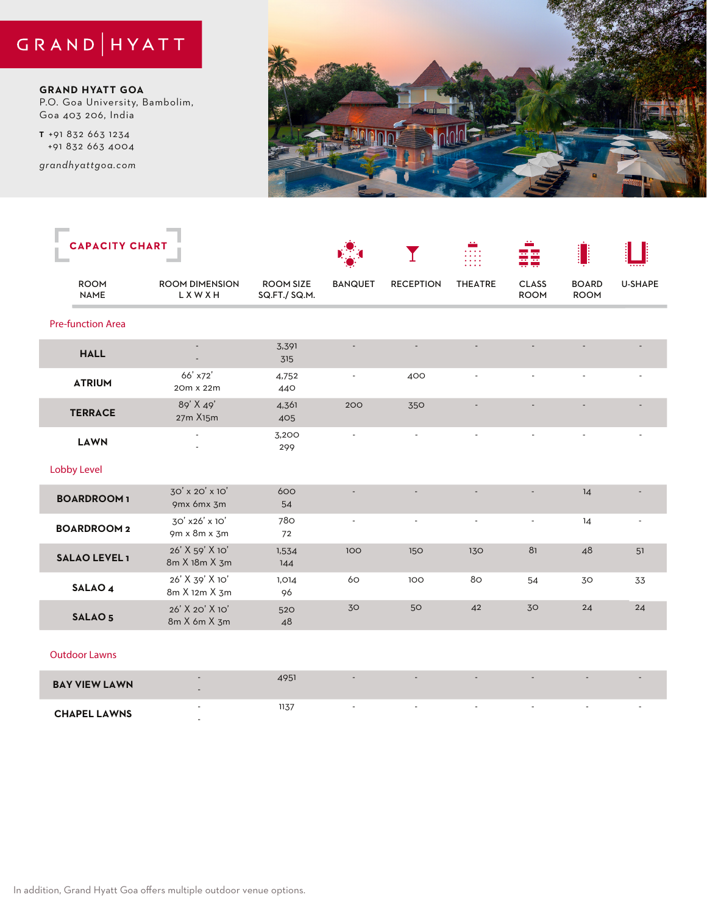GRAND | HYATT

**GRAND HYATT GOA**
P.O. Goa University, Bambolim,
Goa 403 206, India

**T** +91 832 663 1234
+91 832 663 4004

grandhyattgoa.com

## CAPACITY CHART

| ROOM NAME | ROOM DIMENSION L X W X H | ROOM SIZE SQ.FT./ SQ.M. | BANQUET | RECEPTION | THEATRE | CLASS ROOM | BOARD ROOM | U-SHAPE |
|---|---|---|---|---|---|---|---|---|
| **Pre-function Area** | | | | | | | | |
| **HALL** | - - | 3,391 315 | - | - | - | - | - | - |
| **ATRIUM** | 66' x72' 20m x 22m | 4,752 440 | - | 400 | - | - | - | - |
| **TERRACE** | 89' X 49' 27m X15m | 4,361 405 | 200 | 350 | - | - | - | - |
| **LAWN** | - - | 3,200 299 | - | - | - | - | - | - |
| **Lobby Level** | | | | | | | | |
| **BOARDROOM 1** | 30' x 20' x 10' 9mx 6mx 3m | 600 54 | - | - | - | - | 14 | - |
| **BOARDROOM 2** | 30' x26' x 10' 9m x 8m x 3m | 780 72 | - | - | - | - | 14 | - |
| **SALAO LEVEL 1** | 26' X 59' X 10' 8m X 18m X 3m | 1,534 144 | 100 | 150 | 130 | 81 | 48 | 51 |
| **SALAO 4** | 26' X 39' X 10' 8m X 12m X 3m | 1,014 96 | 60 | 100 | 80 | 54 | 30 | 33 |
| **SALAO 5** | 26' X 20' X 10' 8m X 6m X 3m | 520 48 | 30 | 50 | 42 | 30 | 24 | 24 |
| **Outdoor Lawns** | | | | | | | | |
| **BAY VIEW LAWN** | - - | 4951 | - | - | - | - | - | - |
| **CHAPEL LAWNS** | - - | 1137 | - | - | - | - | - | - |

In addition, Grand Hyatt Goa offers multiple outdoor venue options.